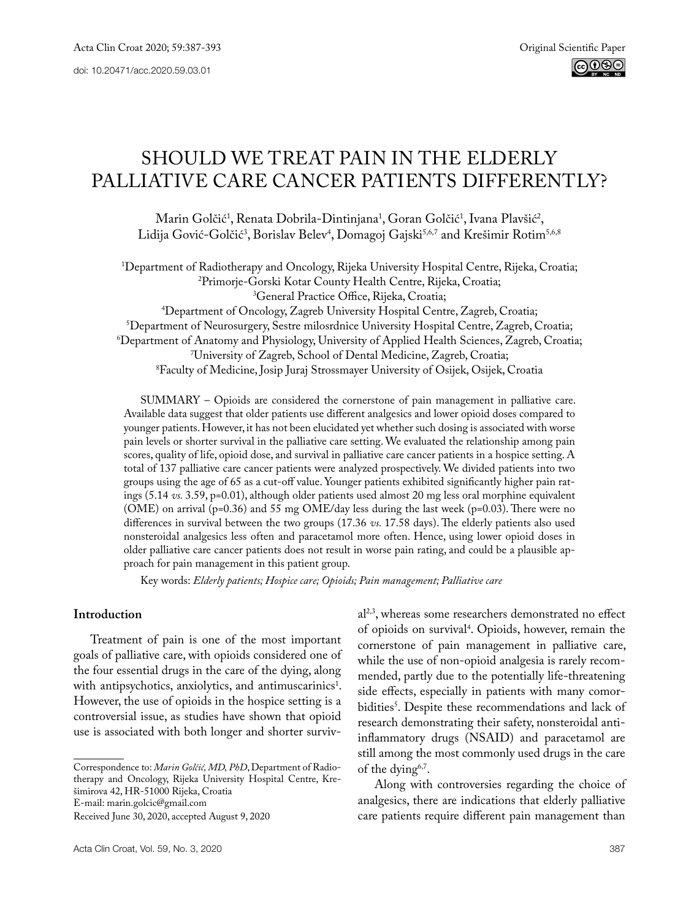Original Scientific Paper

doi: 10.20471/acc.2020.59.03.01

# SHOULD WE TREAT PAIN IN THE ELDERLY PALLIATIVE CARE CANCER PATIENTS DIFFERENTLY?

Marin Golčić[1], Renata Dobrila-Dintinjana[1], Goran Golčić[1], Ivana Plavšić[2], Lidija Gović-Golčić[3], Borislav Belev[4], Domagoj Gajski[5,6,7] and Krešimir Rotim[5,6,8]

[1]Department of Radiotherapy and Oncology, Rijeka University Hospital Centre, Rijeka, Croatia;
[2]Primorje-Gorski Kotar County Health Centre, Rijeka, Croatia;
[3]General Practice Office, Rijeka, Croatia;
[4]Department of Oncology, Zagreb University Hospital Centre, Zagreb, Croatia;
[5]Department of Neurosurgery, Sestre milosrdnice University Hospital Centre, Zagreb, Croatia;
[6]Department of Anatomy and Physiology, University of Applied Health Sciences, Zagreb, Croatia;
[7]University of Zagreb, School of Dental Medicine, Zagreb, Croatia;
[8]Faculty of Medicine, Josip Juraj Strossmayer University of Osijek, Osijek, Croatia

SUMMARY – Opioids are considered the cornerstone of pain management in palliative care. Available data suggest that older patients use different analgesics and lower opioid doses compared to younger patients. However, it has not been elucidated yet whether such dosing is associated with worse pain levels or shorter survival in the palliative care setting. We evaluated the relationship among pain scores, quality of life, opioid dose, and survival in palliative care cancer patients in a hospice setting. A total of 137 palliative care cancer patients were analyzed prospectively. We divided patients into two groups using the age of 65 as a cut-off value. Younger patients exhibited significantly higher pain ratings (5.14 *vs.* 3.59, p=0.01), although older patients used almost 20 mg less oral morphine equivalent (OME) on arrival (p=0.36) and 55 mg OME/day less during the last week (p=0.03). There were no differences in survival between the two groups (17.36 *vs.* 17.58 days). The elderly patients also used nonsteroidal analgesics less often and paracetamol more often. Hence, using lower opioid doses in older palliative care cancer patients does not result in worse pain rating, and could be a plausible approach for pain management in this patient group.

Key words: *Elderly patients; Hospice care; Opioids; Pain management; Palliative care*

## Introduction

Treatment of pain is one of the most important goals of palliative care, with opioids considered one of the four essential drugs in the care of the dying, along with antipsychotics, anxiolytics, and antimuscarinics[1]. However, the use of opioids in the hospice setting is a controversial issue, as studies have shown that opioid use is associated with both longer and shorter survival[2,3], whereas some researchers demonstrated no effect of opioids on survival[4]. Opioids, however, remain the cornerstone of pain management in palliative care, while the use of non-opioid analgesia is rarely recommended, partly due to the potentially life-threatening side effects, especially in patients with many comorbidities[5]. Despite these recommendations and lack of research demonstrating their safety, nonsteroidal anti-inflammatory drugs (NSAID) and paracetamol are still among the most commonly used drugs in the care of the dying[6,7].

Along with controversies regarding the choice of analgesics, there are indications that elderly palliative care patients require different pain management than

Correspondence to: *Marin Golčić, MD, PhD*, Department of Radiotherapy and Oncology, Rijeka University Hospital Centre, Krešimirova 42, HR-51000 Rijeka, Croatia
E-mail: marin.golcic@gmail.com

Received June 30, 2020, accepted August 9, 2020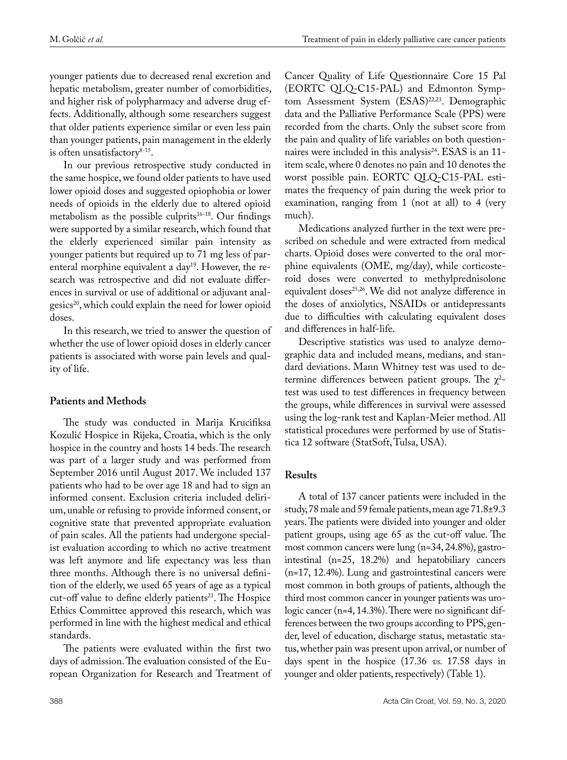younger patients due to decreased renal excretion and hepatic metabolism, greater number of comorbidities, and higher risk of polypharmacy and adverse drug effects. Additionally, although some researchers suggest that older patients experience similar or even less pain than younger patients, pain management in the elderly is often unsatisfactory[8-15].

In our previous retrospective study conducted in the same hospice, we found older patients to have used lower opioid doses and suggested opiophobia or lower needs of opioids in the elderly due to altered opioid metabolism as the possible culprits[16-18]. Our findings were supported by a similar research, which found that the elderly experienced similar pain intensity as younger patients but required up to 71 mg less of parenteral morphine equivalent a day[19]. However, the research was retrospective and did not evaluate differences in survival or use of additional or adjuvant analgesics[20], which could explain the need for lower opioid doses.

In this research, we tried to answer the question of whether the use of lower opioid doses in elderly cancer patients is associated with worse pain levels and quality of life.

## Patients and Methods

The study was conducted in Marija Krucifiksa Kozulić Hospice in Rijeka, Croatia, which is the only hospice in the country and hosts 14 beds. The research was part of a larger study and was performed from September 2016 until August 2017. We included 137 patients who had to be over age 18 and had to sign an informed consent. Exclusion criteria included delirium, unable or refusing to provide informed consent, or cognitive state that prevented appropriate evaluation of pain scales. All the patients had undergone specialist evaluation according to which no active treatment was left anymore and life expectancy was less than three months. Although there is no universal definition of the elderly, we used 65 years of age as a typical cut-off value to define elderly patients[21]. The Hospice Ethics Committee approved this research, which was performed in line with the highest medical and ethical standards.

The patients were evaluated within the first two days of admission. The evaluation consisted of the European Organization for Research and Treatment of Cancer Quality of Life Questionnaire Core 15 Pal (EORTC QLQ-C15-PAL) and Edmonton Symptom Assessment System (ESAS)[22,23]. Demographic data and the Palliative Performance Scale (PPS) were recorded from the charts. Only the subset score from the pain and quality of life variables on both questionnaires were included in this analysis[24]. ESAS is an 11-item scale, where 0 denotes no pain and 10 denotes the worst possible pain. EORTC QLQ-C15-PAL estimates the frequency of pain during the week prior to examination, ranging from 1 (not at all) to 4 (very much).

Medications analyzed further in the text were prescribed on schedule and were extracted from medical charts. Opioid doses were converted to the oral morphine equivalents (OME, mg/day), while corticosteroid doses were converted to methylprednisolone equivalent doses[25,26]. We did not analyze difference in the doses of anxiolytics, NSAIDs or antidepressants due to difficulties with calculating equivalent doses and differences in half-life.

Descriptive statistics was used to analyze demographic data and included means, medians, and standard deviations. Mann Whitney test was used to determine differences between patient groups. The $\chi^2$-test was used to test differences in frequency between the groups, while differences in survival were assessed using the log-rank test and Kaplan-Meier method. All statistical procedures were performed by use of Statistica 12 software (StatSoft, Tulsa, USA).

## Results

A total of 137 cancer patients were included in the study, 78 male and 59 female patients, mean age 71.8±9.3 years. The patients were divided into younger and older patient groups, using age 65 as the cut-off value. The most common cancers were lung (n=34, 24.8%), gastrointestinal (n=25, 18.2%) and hepatobiliary cancers (n=17, 12.4%). Lung and gastrointestinal cancers were most common in both groups of patients, although the third most common cancer in younger patients was urologic cancer (n=4, 14.3%). There were no significant differences between the two groups according to PPS, gender, level of education, discharge status, metastatic status, whether pain was present upon arrival, or number of days spent in the hospice (17.36 *vs.* 17.58 days in younger and older patients, respectively) (Table 1).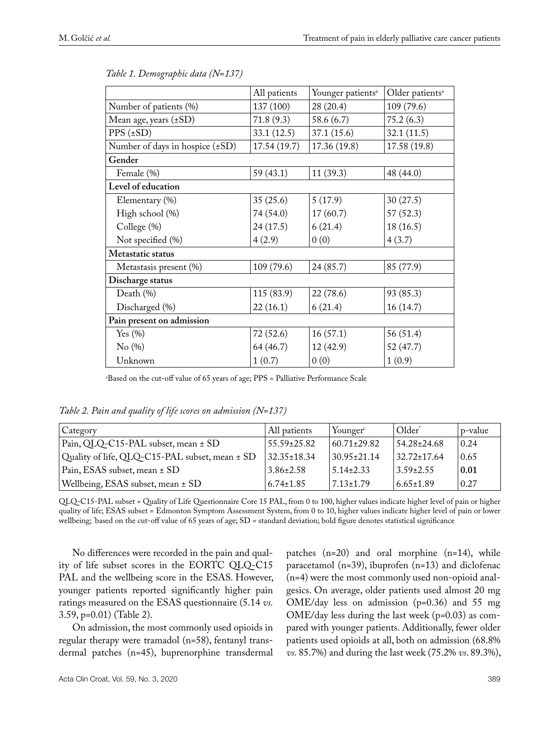*Table 1. Demographic data (N=137)*

| | All patients | Younger patients[a] | Older patients[a] |
|---|---|---|---|
| Number of patients (%) | 137 (100) | 28 (20.4) | 109 (79.6) |
| Mean age, years (±SD) | 71.8 (9.3) | 58.6 (6.7) | 75.2 (6.3) |
| PPS (±SD) | 33.1 (12.5) | 37.1 (15.6) | 32.1 (11.5) |
| Number of days in hospice (±SD) | 17.54 (19.7) | 17.36 (19.8) | 17.58 (19.8) |
| **Gender** | | | |
| Female (%) | 59 (43.1) | 11 (39.3) | 48 (44.0) |
| **Level of education** | | | |
| Elementary (%) | 35 (25.6) | 5 (17.9) | 30 (27.5) |
| High school (%) | 74 (54.0) | 17 (60.7) | 57 (52.3) |
| College (%) | 24 (17.5) | 6 (21.4) | 18 (16.5) |
| Not specified (%) | 4 (2.9) | 0 (0) | 4 (3.7) |
| **Metastatic status** | | | |
| Metastasis present (%) | 109 (79.6) | 24 (85.7) | 85 (77.9) |
| **Discharge status** | | | |
| Death (%) | 115 (83.9) | 22 (78.6) | 93 (85.3) |
| Discharged (%) | 22 (16.1) | 6 (21.4) | 16 (14.7) |
| **Pain present on admission** | | | |
| Yes (%) | 72 (52.6) | 16 (57.1) | 56 (51.4) |
| No (%) | 64 (46.7) | 12 (42.9) | 52 (47.7) |
| Unknown | 1 (0.7) | 0 (0) | 1 (0.9) |

[a]Based on the cut-off value of 65 years of age; PPS = Palliative Performance Scale

*Table 2. Pain and quality of life scores on admission (N=137)*

| Category | All patients | Younger[c] | Older[*] | p-value |
|---|---|---|---|---|
| Pain, QLQ-C15-PAL subset, mean ± SD | 55.59±25.82 | 60.71±29.82 | 54.28±24.68 | 0.24 |
| Quality of life, QLQ-C15-PAL subset, mean ± SD | 32.35±18.34 | 30.95±21.14 | 32.72±17.64 | 0.65 |
| Pain, ESAS subset, mean ± SD | 3.86±2.58 | 5.14±2.33 | 3.59±2.55 | **0.01** |
| Wellbeing, ESAS subset, mean ± SD | 6.74±1.85 | 7.13±1.79 | 6.65±1.89 | 0.27 |

QLQ-C15-PAL subset = Quality of Life Questionnaire Core 15 PAL, from 0 to 100, higher values indicate higher level of pain or higher quality of life; ESAS subset = Edmonton Symptom Assessment System, from 0 to 10, higher values indicate higher level of pain or lower wellbeing; [*]based on the cut-off value of 65 years of age; SD = standard deviation; bold figure denotes statistical significance

No differences were recorded in the pain and quality of life subset scores in the EORTC QLQ-C15 PAL and the wellbeing score in the ESAS. However, younger patients reported significantly higher pain ratings measured on the ESAS questionnaire (5.14 *vs.* 3.59, p=0.01) (Table 2).

On admission, the most commonly used opioids in regular therapy were tramadol (n=58), fentanyl transdermal patches (n=45), buprenorphine transdermal patches (n=20) and oral morphine (n=14), while paracetamol (n=39), ibuprofen (n=13) and diclofenac (n=4) were the most commonly used non-opioid analgesics. On average, older patients used almost 20 mg OME/day less on admission (p=0.36) and 55 mg OME/day less during the last week (p=0.03) as compared with younger patients. Additionally, fewer older patients used opioids at all, both on admission (68.8% *vs.* 85.7%) and during the last week (75.2% *vs.* 89.3%),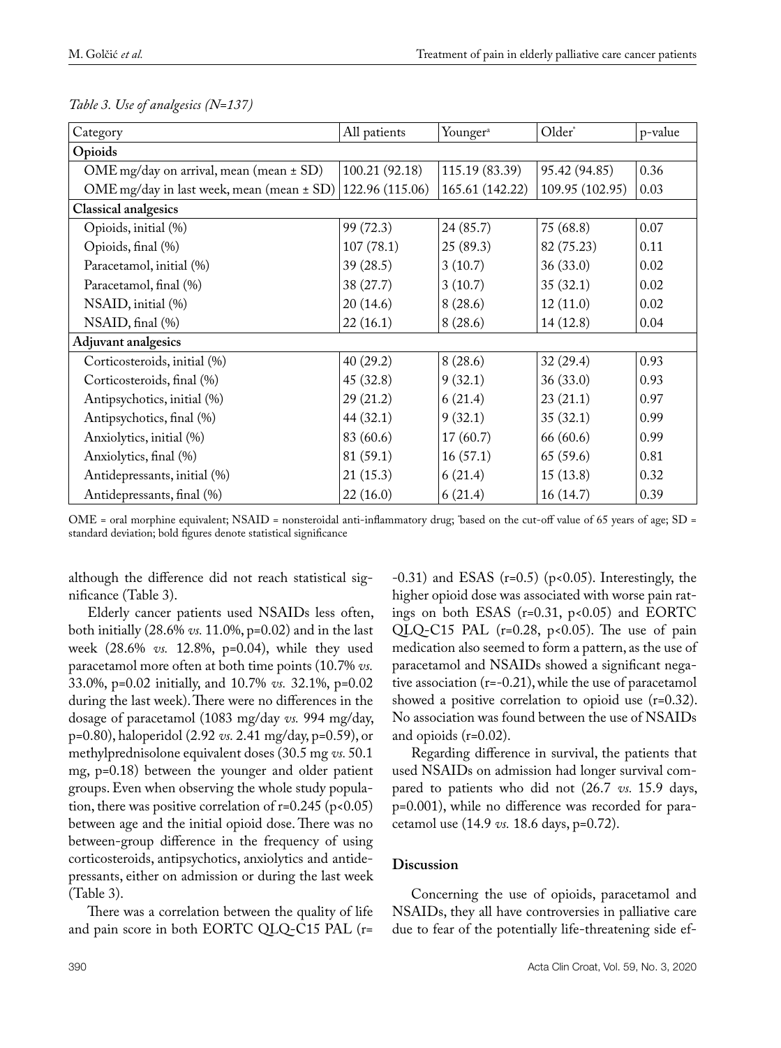*Table 3. Use of analgesics (N=137)*

| Category | All patients | Younger[a] | Older[*] | p-value |
|---|---|---|---|---|
| **Opioids** | | | | |
| OME mg/day on arrival, mean (mean ± SD) | 100.21 (92.18) | 115.19 (83.39) | 95.42 (94.85) | 0.36 |
| OME mg/day in last week, mean (mean ± SD) | 122.96 (115.06) | 165.61 (142.22) | 109.95 (102.95) | 0.03 |
| **Classical analgesics** | | | | |
| Opioids, initial (%) | 99 (72.3) | 24 (85.7) | 75 (68.8) | 0.07 |
| Opioids, final (%) | 107 (78.1) | 25 (89.3) | 82 (75.23) | 0.11 |
| Paracetamol, initial (%) | 39 (28.5) | 3 (10.7) | 36 (33.0) | 0.02 |
| Paracetamol, final (%) | 38 (27.7) | 3 (10.7) | 35 (32.1) | 0.02 |
| NSAID, initial (%) | 20 (14.6) | 8 (28.6) | 12 (11.0) | 0.02 |
| NSAID, final (%) | 22 (16.1) | 8 (28.6) | 14 (12.8) | 0.04 |
| **Adjuvant analgesics** | | | | |
| Corticosteroids, initial (%) | 40 (29.2) | 8 (28.6) | 32 (29.4) | 0.93 |
| Corticosteroids, final (%) | 45 (32.8) | 9 (32.1) | 36 (33.0) | 0.93 |
| Antipsychotics, initial (%) | 29 (21.2) | 6 (21.4) | 23 (21.1) | 0.97 |
| Antipsychotics, final (%) | 44 (32.1) | 9 (32.1) | 35 (32.1) | 0.99 |
| Anxiolytics, initial (%) | 83 (60.6) | 17 (60.7) | 66 (60.6) | 0.99 |
| Anxiolytics, final (%) | 81 (59.1) | 16 (57.1) | 65 (59.6) | 0.81 |
| Antidepressants, initial (%) | 21 (15.3) | 6 (21.4) | 15 (13.8) | 0.32 |
| Antidepressants, final (%) | 22 (16.0) | 6 (21.4) | 16 (14.7) | 0.39 |

OME = oral morphine equivalent; NSAID = nonsteroidal anti-inflammatory drug; [*]based on the cut-off value of 65 years of age; SD = standard deviation; bold figures denote statistical significance

although the difference did not reach statistical significance (Table 3).

Elderly cancer patients used NSAIDs less often, both initially (28.6% *vs.* 11.0%, p=0.02) and in the last week (28.6% *vs.* 12.8%, p=0.04), while they used paracetamol more often at both time points (10.7% *vs.* 33.0%, p=0.02 initially, and 10.7% *vs.* 32.1%, p=0.02 during the last week). There were no differences in the dosage of paracetamol (1083 mg/day *vs.* 994 mg/day, p=0.80), haloperidol (2.92 *vs.* 2.41 mg/day, p=0.59), or methylprednisolone equivalent doses (30.5 mg *vs.* 50.1 mg, p=0.18) between the younger and older patient groups. Even when observing the whole study population, there was positive correlation of r=0.245 ($p<0.05$) between age and the initial opioid dose. There was no between-group difference in the frequency of using corticosteroids, antipsychotics, anxiolytics and antidepressants, either on admission or during the last week (Table 3).

There was a correlation between the quality of life and pain score in both EORTC QLQ-C15 PAL (r=-0.31) and ESAS (r=0.5) ($p<0.05$). Interestingly, the higher opioid dose was associated with worse pain ratings on both ESAS (r=0.31, $p<0.05$) and EORTC QLQ-C15 PAL (r=0.28, $p<0.05$). The use of pain medication also seemed to form a pattern, as the use of paracetamol and NSAIDs showed a significant negative association (r=-0.21), while the use of paracetamol showed a positive correlation to opioid use (r=0.32). No association was found between the use of NSAIDs and opioids (r=0.02).

Regarding difference in survival, the patients that used NSAIDs on admission had longer survival compared to patients who did not (26.7 *vs.* 15.9 days, p=0.001), while no difference was recorded for paracetamol use (14.9 *vs.* 18.6 days, p=0.72).

## Discussion

Concerning the use of opioids, paracetamol and NSAIDs, they all have controversies in palliative care due to fear of the potentially life-threatening side ef-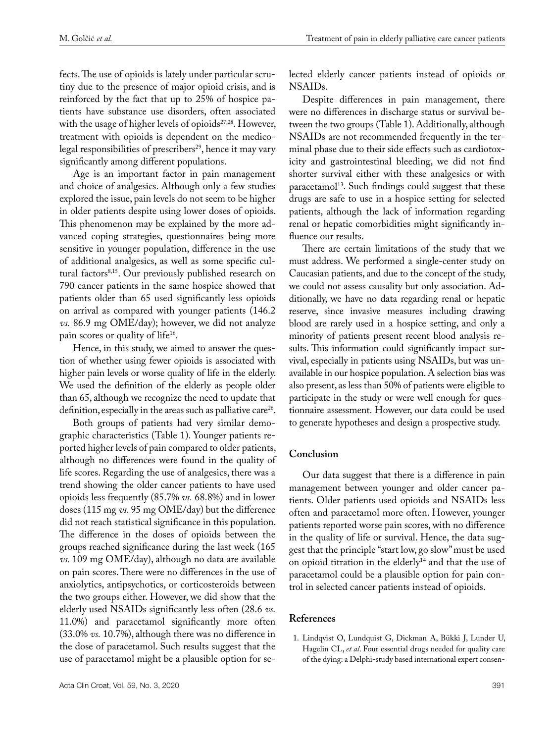fects. The use of opioids is lately under particular scrutiny due to the presence of major opioid crisis, and is reinforced by the fact that up to 25% of hospice patients have substance use disorders, often associated with the usage of higher levels of opioids[27,28]. However, treatment with opioids is dependent on the medicolegal responsibilities of prescribers[29], hence it may vary significantly among different populations.

Age is an important factor in pain management and choice of analgesics. Although only a few studies explored the issue, pain levels do not seem to be higher in older patients despite using lower doses of opioids. This phenomenon may be explained by the more advanced coping strategies, questionnaires being more sensitive in younger population, difference in the use of additional analgesics, as well as some specific cultural factors[8,15]. Our previously published research on 790 cancer patients in the same hospice showed that patients older than 65 used significantly less opioids on arrival as compared with younger patients (146.2 *vs.* 86.9 mg OME/day); however, we did not analyze pain scores or quality of life[16].

Hence, in this study, we aimed to answer the question of whether using fewer opioids is associated with higher pain levels or worse quality of life in the elderly. We used the definition of the elderly as people older than 65, although we recognize the need to update that definition, especially in the areas such as palliative care[26].

Both groups of patients had very similar demographic characteristics (Table 1). Younger patients reported higher levels of pain compared to older patients, although no differences were found in the quality of life scores. Regarding the use of analgesics, there was a trend showing the older cancer patients to have used opioids less frequently (85.7% *vs.* 68.8%) and in lower doses (115 mg *vs.* 95 mg OME/day) but the difference did not reach statistical significance in this population. The difference in the doses of opioids between the groups reached significance during the last week (165 *vs.* 109 mg OME/day), although no data are available on pain scores. There were no differences in the use of anxiolytics, antipsychotics, or corticosteroids between the two groups either. However, we did show that the elderly used NSAIDs significantly less often (28.6 *vs.* 11.0%) and paracetamol significantly more often (33.0% *vs.* 10.7%), although there was no difference in the dose of paracetamol. Such results suggest that the use of paracetamol might be a plausible option for selected elderly cancer patients instead of opioids or NSAIDs.

Despite differences in pain management, there were no differences in discharge status or survival between the two groups (Table 1). Additionally, although NSAIDs are not recommended frequently in the terminal phase due to their side effects such as cardiotoxicity and gastrointestinal bleeding, we did not find shorter survival either with these analgesics or with paracetamol[13]. Such findings could suggest that these drugs are safe to use in a hospice setting for selected patients, although the lack of information regarding renal or hepatic comorbidities might significantly influence our results.

There are certain limitations of the study that we must address. We performed a single-center study on Caucasian patients, and due to the concept of the study, we could not assess causality but only association. Additionally, we have no data regarding renal or hepatic reserve, since invasive measures including drawing blood are rarely used in a hospice setting, and only a minority of patients present recent blood analysis results. This information could significantly impact survival, especially in patients using NSAIDs, but was unavailable in our hospice population. A selection bias was also present, as less than 50% of patients were eligible to participate in the study or were well enough for questionnaire assessment. However, our data could be used to generate hypotheses and design a prospective study.

## Conclusion

Our data suggest that there is a difference in pain management between younger and older cancer patients. Older patients used opioids and NSAIDs less often and paracetamol more often. However, younger patients reported worse pain scores, with no difference in the quality of life or survival. Hence, the data suggest that the principle "start low, go slow" must be used on opioid titration in the elderly[14] and that the use of paracetamol could be a plausible option for pain control in selected cancer patients instead of opioids.

## References

1. Lindqvist O, Lundquist G, Dickman A, Bükki J, Lunder U, Hagelin CL, *et al*. Four essential drugs needed for quality care of the dying: a Delphi-study based international expert consen-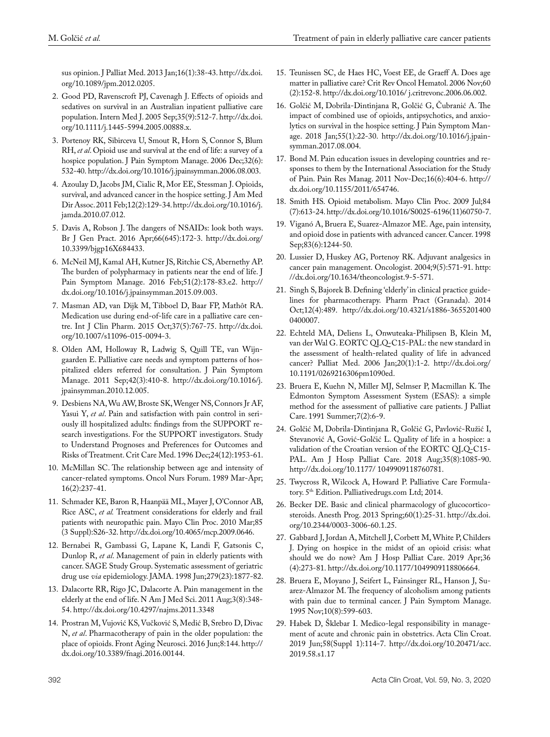sus opinion. J Palliat Med. 2013 Jan;16(1):38-43. http://dx.doi.org/10.1089/jpm.2012.0205.

2. Good PD, Ravenscroft PJ, Cavenagh J. Effects of opioids and sedatives on survival in an Australian inpatient palliative care population. Intern Med J. 2005 Sep;35(9):512-7. http://dx.doi.org/10.1111/j.1445-5994.2005.00888.x.
3. Portenoy RK, Sibirceva U, Smout R, Horn S, Connor S, Blum RH, *et al*. Opioid use and survival at the end of life: a survey of a hospice population. J Pain Symptom Manage. 2006 Dec;32(6):532-40. http://dx.doi.org/10.1016/j.jpainsymman.2006.08.003.
4. Azoulay D, Jacobs JM, Cialic R, Mor EE, Stessman J. Opioids, survival, and advanced cancer in the hospice setting. J Am Med Dir Assoc. 2011 Feb;12(2):129-34. http://dx.doi.org/10.1016/j.jamda.2010.07.012.
5. Davis A, Robson J. The dangers of NSAIDs: look both ways. Br J Gen Pract. 2016 Apr;66(645):172-3. http://dx.doi.org/10.3399/bjgp16X684433.
6. McNeil MJ, Kamal AH, Kutner JS, Ritchie CS, Abernethy AP. The burden of polypharmacy in patients near the end of life. J Pain Symptom Manage. 2016 Feb;51(2):178-83.e2. http://dx.doi.org/10.1016/j.jpainsymman.2015.09.003.
7. Masman AD, van Dijk M, Tibboel D, Baar FP, Mathôt RA. Medication use during end-of-life care in a palliative care centre. Int J Clin Pharm. 2015 Oct;37(5):767-75. http://dx.doi.org/10.1007/s11096-015-0094-3.
8. Olden AM, Holloway R, Ladwig S, Quill TE, van Wijngaarden E. Palliative care needs and symptom patterns of hospitalized elders referred for consultation. J Pain Symptom Manage. 2011 Sep;42(3):410-8. http://dx.doi.org/10.1016/j.jpainsymman.2010.12.005.
9. Desbiens NA, Wu AW, Broste SK, Wenger NS, Connors Jr AF, Yasui Y, *et al*. Pain and satisfaction with pain control in seriously ill hospitalized adults: findings from the SUPPORT research investigations. For the SUPPORT investigators. Study to Understand Prognoses and Preferences for Outcomes and Risks of Treatment. Crit Care Med. 1996 Dec;24(12):1953-61.
10. McMillan SC. The relationship between age and intensity of cancer-related symptoms. Oncol Nurs Forum. 1989 Mar-Apr;16(2):237-41.
11. Schmader KE, Baron R, Haanpää ML, Mayer J, O'Connor AB, Rice ASC, *et al.* Treatment considerations for elderly and frail patients with neuropathic pain. Mayo Clin Proc. 2010 Mar;85(3 Suppl):S26-32. http://dx.doi.org/10.4065/mcp.2009.0646.
12. Bernabei R, Gambassi G, Lapane K, Landi F, Gatsonis C, Dunlop R, *et al*. Management of pain in elderly patients with cancer. SAGE Study Group. Systematic assessment of geriatric drug use *via* epidemiology. JAMA. 1998 Jun;279(23):1877-82.
13. Dalacorte RR, Rigo JC, Dalacorte A. Pain management in the elderly at the end of life. N Am J Med Sci. 2011 Aug;3(8):348-54. http://dx.doi.org/10.4297/najms.2011.3348
14. Prostran M, Vujović KS, Vučković S, Medić B, Srebro D, Divac N, *et al*. Pharmacotherapy of pain in the older population: the place of opioids. Front Aging Neurosci. 2016 Jun;8:144. http://dx.doi.org/10.3389/fnagi.2016.00144.
15. Teunissen SC, de Haes HC, Voest EE, de Graeff A. Does age matter in palliative care? Crit Rev Oncol Hematol. 2006 Nov;60(2):152-8. http://dx.doi.org/10.1016/ j.critrevonc.2006.06.002.
16. Golčić M, Dobrila-Dintinjana R, Golčić G, Čubranić A. The impact of combined use of opioids, antipsychotics, and anxiolytics on survival in the hospice setting. J Pain Symptom Manage. 2018 Jan;55(1):22-30. http://dx.doi.org/10.1016/j.jpainsymman.2017.08.004.
17. Bond M. Pain education issues in developing countries and responses to them by the International Association for the Study of Pain. Pain Res Manag. 2011 Nov-Dec;16(6):404-6. http://dx.doi.org/10.1155/2011/654746.
18. Smith HS. Opioid metabolism. Mayo Clin Proc. 2009 Jul;84(7):613-24. http://dx.doi.org/10.1016/S0025-6196(11)60750-7.
19. Viganó A, Bruera E, Suarez-Almazor ME. Age, pain intensity, and opioid dose in patients with advanced cancer. Cancer. 1998 Sep;83(6):1244-50.
20. Lussier D, Huskey AG, Portenoy RK. Adjuvant analgesics in cancer pain management. Oncologist. 2004;9(5):571-91. http://dx.doi.org/10.1634/theoncologist.9-5-571.
21. Singh S, Bajorek B. Defining 'elderly' in clinical practice guidelines for pharmacotherapy. Pharm Pract (Granada). 2014 Oct;12(4):489. http://dx.doi.org/10.4321/s1886-36552014000400007.
22. Echteld MA, Deliens L, Onwuteaka-Philipsen B, Klein M, van der Wal G. EORTC QLQ-C15-PAL: the new standard in the assessment of health-related quality of life in advanced cancer? Palliat Med. 2006 Jan;20(1):1-2. http://dx.doi.org/10.1191/0269216306pm1090ed.
23. Bruera E, Kuehn N, Miller MJ, Selmser P, Macmillan K. The Edmonton Symptom Assessment System (ESAS): a simple method for the assessment of palliative care patients. J Palliat Care. 1991 Summer;7(2):6-9.
24. Golčić M, Dobrila-Dintinjana R, Golčić G, Pavlović-Ružić I, Stevanović A, Gović-Golčić L. Quality of life in a hospice: a validation of the Croatian version of the EORTC QLQ-C15-PAL. Am J Hosp Palliat Care. 2018 Aug;35(8):1085-90. http://dx.doi.org/10.1177/ 1049909118760781.
25. Twycross R, Wilcock A, Howard P. Palliative Care Formulatory. 5th Edition. Palliativedrugs.com Ltd; 2014.
26. Becker DE. Basic and clinical pharmacology of glucocorticosteroids. Anesth Prog. 2013 Spring;60(1):25-31. http://dx.doi.org/10.2344/0003-3006-60.1.25.
27. Gabbard J, Jordan A, Mitchell J, Corbett M, White P, Childers J. Dying on hospice in the midst of an opioid crisis: what should we do now? Am J Hosp Palliat Care. 2019 Apr;36(4):273-81. http://dx.doi.org/10.1177/1049909118806664.
28. Bruera E, Moyano J, Seifert L, Fainsinger RL, Hanson J, Suarez-Almazor M. The frequency of alcoholism among patients with pain due to terminal cancer. J Pain Symptom Manage. 1995 Nov;10(8):599-603.
29. Habek D, Šklebar I. Medico-legal responsibility in management of acute and chronic pain in obstetrics. Acta Clin Croat. 2019 Jun;58(Suppl 1):114-7. http://dx.doi.org/10.20471/acc.2019.58.s1.17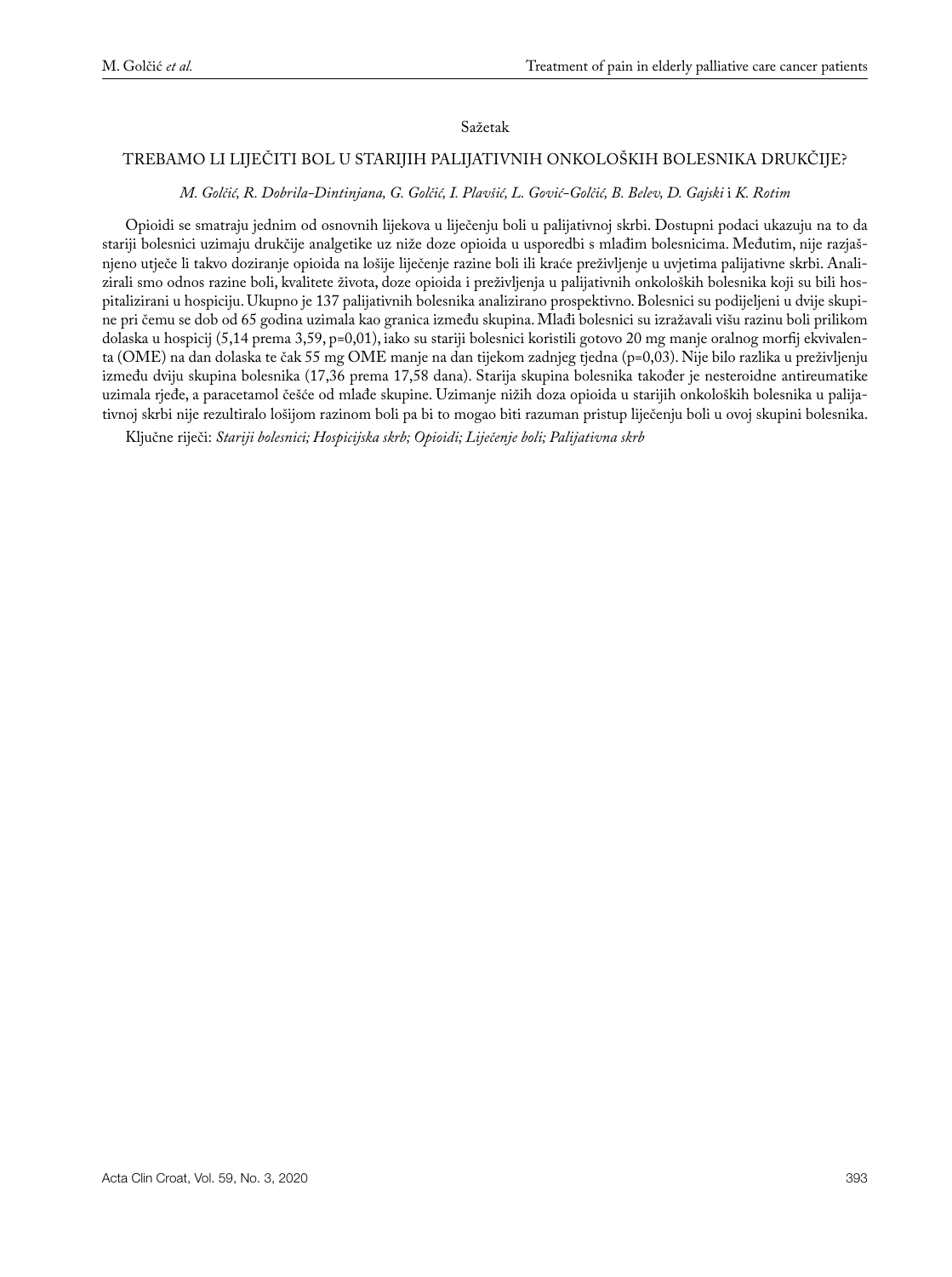Sažetak

## TREBAMO LI LIJEČITI BOL U STARIJIH PALIJATIVNIH ONKOLOŠKIH BOLESNIKA DRUKČIJE?

*M. Golčić, R. Dobrila-Dintinjana, G. Golčić, I. Plavšić, L. Gović-Golčić, B. Belev, D. Gajski* i *K. Rotim*

Opioidi se smatraju jednim od osnovnih lijekova u liječenju boli u palijativnoj skrbi. Dostupni podaci ukazuju na to da stariji bolesnici uzimaju drukčije analgetike uz niže doze opioida u usporedbi s mlađim bolesnicima. Međutim, nije razjašnjeno utječe li takvo doziranje opioida na lošije liječenje razine boli ili kraće preživljenje u uvjetima palijativne skrbi. Analizirali smo odnos razine boli, kvalitete života, doze opioida i preživljenja u palijativnih onkoloških bolesnika koji su bili hospitalizirani u hospiciju. Ukupno je 137 palijativnih bolesnika analizirano prospektivno. Bolesnici su podijeljeni u dvije skupine pri čemu se dob od 65 godina uzimala kao granica između skupina. Mlađi bolesnici su izražavali višu razinu boli prilikom dolaska u hospicij (5,14 prema 3,59, p=0,01), iako su stariji bolesnici koristili gotovo 20 mg manje oralnog morfij ekvivalenta (OME) na dan dolaska te čak 55 mg OME manje na dan tijekom zadnjeg tjedna (p=0,03). Nije bilo razlika u preživljenju između dviju skupina bolesnika (17,36 prema 17,58 dana). Starija skupina bolesnika također je nesteroidne antireumatike uzimala rjeđe, a paracetamol češće od mlađe skupine. Uzimanje nižih doza opioida u starijih onkoloških bolesnika u palijativnoj skrbi nije rezultiralo lošijom razinom boli pa bi to mogao biti razuman pristup liječenju boli u ovoj skupini bolesnika.

Ključne riječi: *Stariji bolesnici; Hospicijska skrb; Opioidi; Liječenje boli; Palijativna skrb*